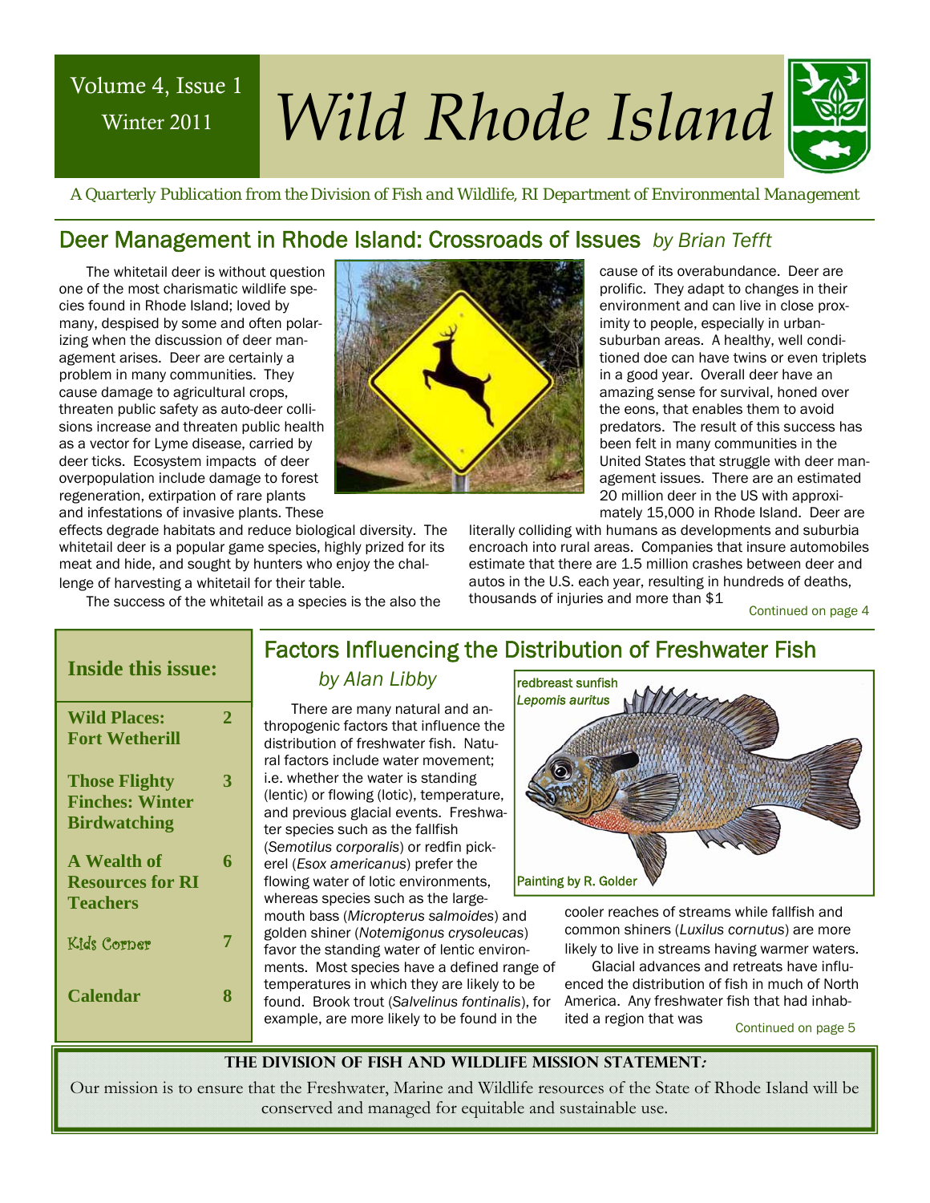Volume 4, Issue 1
Winter 2011

# Wild Rhode Island

*A Quarterly Publication from the Division of Fish and Wildlife, RI Department of Environmental Management*

## Deer Management in Rhode Island: Crossroads of Issues *by Brian Tefft*

The whitetail deer is without question one of the most charismatic wildlife species found in Rhode Island; loved by many, despised by some and often polarizing when the discussion of deer management arises. Deer are certainly a problem in many communities. They cause damage to agricultural crops, threaten public safety as auto-deer collisions increase and threaten public health as a vector for Lyme disease, carried by deer ticks. Ecosystem impacts of deer overpopulation include damage to forest regeneration, extirpation of rare plants and infestations of invasive plants. These effects degrade habitats and reduce biological diversity. The whitetail deer is a popular game species, highly prized for its meat and hide, and sought by hunters who enjoy the challenge of harvesting a whitetail for their table.

The success of the whitetail as a species is the also the cause of its overabundance. Deer are prolific. They adapt to changes in their environment and can live in close proximity to people, especially in urban-suburban areas. A healthy, well conditioned doe can have twins or even triplets in a good year. Overall deer have an amazing sense for survival, honed over the eons, that enables them to avoid predators. The result of this success has been felt in many communities in the United States that struggle with deer management issues. There are an estimated 20 million deer in the US with approximately 15,000 in Rhode Island. Deer are literally colliding with humans as developments and suburbia encroach into rural areas. Companies that insure automobiles estimate that there are 1.5 million crashes between deer and autos in the U.S. each year, resulting in hundreds of deaths, thousands of injuries and more than $1

Continued on page 4

## Factors Influencing the Distribution of Freshwater Fish

*by Alan Libby*

There are many natural and anthropogenic factors that influence the distribution of freshwater fish. Natural factors include water movement; i.e. whether the water is standing (lentic) or flowing (lotic), temperature, and previous glacial events. Freshwater species such as the fallfish (*Semotilus corporalis*) or redfin pickerel (*Esox americanus*) prefer the flowing water of lotic environments, whereas species such as the largemouth bass (*Micropterus salmoides*) and golden shiner (*Notemigonus crysoleucas*) favor the standing water of lentic environments. Most species have a defined range of temperatures in which they are likely to be found. Brook trout (*Salvelinus fontinalis*), for example, are more likely to be found in the cooler reaches of streams while fallfish and common shiners (*Luxilus cornutus*) are more likely to live in streams having warmer waters.

Glacial advances and retreats have influenced the distribution of fish in much of North America. Any freshwater fish that had inhabited a region that was

Continued on page 5

redbreast sunfish
*Lepomis auritus*
Painting by R. Golder

### Inside this issue:

| | |
|---|---|
| **Wild Places: Fort Wetherill** | **2** |
| **Those Flighty Finches: Winter Birdwatching** | **3** |
| **A Wealth of Resources for RI Teachers** | **6** |
| Kids Corner | 7 |
| **Calendar** | **8** |

**THE DIVISION OF FISH AND WILDLIFE MISSION STATEMENT:**

Our mission is to ensure that the Freshwater, Marine and Wildlife resources of the State of Rhode Island will be conserved and managed for equitable and sustainable use.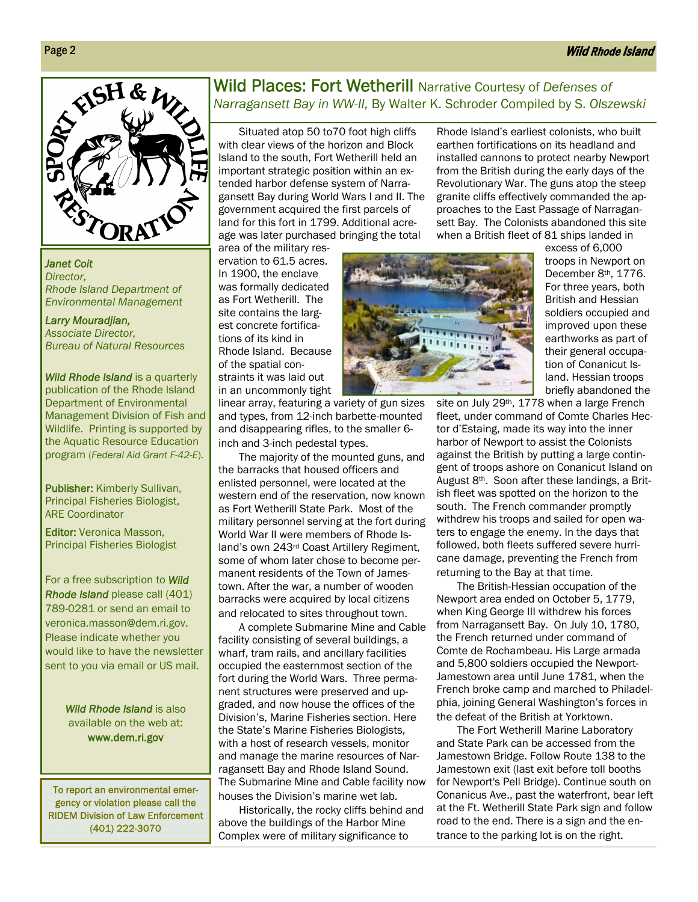## Wild Places: Fort Wetherill

Narrative Courtesy of *Defenses of Narragansett Bay in WW-II,* By Walter K. Schroder Compiled by S. *Olszewski*

Situated atop 50 to70 foot high cliffs with clear views of the horizon and Block Island to the south, Fort Wetherill held an important strategic position within an extended harbor defense system of Narragansett Bay during World Wars I and II. The government acquired the first parcels of land for this fort in 1799. Additional acreage was later purchased bringing the total area of the military reservation to 61.5 acres. In 1900, the enclave was formally dedicated as Fort Wetherill. The site contains the largest concrete fortifications of its kind in Rhode Island. Because of the spatial constraints it was laid out in an uncommonly tight linear array, featuring a variety of gun sizes and types, from 12-inch barbette-mounted and disappearing rifles, to the smaller 6-inch and 3-inch pedestal types.

The majority of the mounted guns, and the barracks that housed officers and enlisted personnel, were located at the western end of the reservation, now known as Fort Wetherill State Park. Most of the military personnel serving at the fort during World War II were members of Rhode Island's own 243rd Coast Artillery Regiment, some of whom later chose to become permanent residents of the Town of Jamestown. After the war, a number of wooden barracks were acquired by local citizens and relocated to sites throughout town.

A complete Submarine Mine and Cable facility consisting of several buildings, a wharf, tram rails, and ancillary facilities occupied the easternmost section of the fort during the World Wars. Three permanent structures were preserved and upgraded, and now house the offices of the Division's, Marine Fisheries section. Here the State's Marine Fisheries Biologists, with a host of research vessels, monitor and manage the marine resources of Narragansett Bay and Rhode Island Sound. The Submarine Mine and Cable facility now houses the Division's marine wet lab.

Historically, the rocky cliffs behind and above the buildings of the Harbor Mine Complex were of military significance to Rhode Island's earliest colonists, who built earthen fortifications on its headland and installed cannons to protect nearby Newport from the British during the early days of the Revolutionary War. The guns atop the steep granite cliffs effectively commanded the approaches to the East Passage of Narragansett Bay. The Colonists abandoned this site when a British fleet of 81 ships landed in excess of 6,000 troops in Newport on December 8th, 1776. For three years, both British and Hessian soldiers occupied and improved upon these earthworks as part of their general occupation of Conanicut Island. Hessian troops briefly abandoned the site on July 29th, 1778 when a large French fleet, under command of Comte Charles Hector d'Estaing, made its way into the inner harbor of Newport to assist the Colonists against the British by putting a large contingent of troops ashore on Conanicut Island on August 8th. Soon after these landings, a British fleet was spotted on the horizon to the south. The French commander promptly withdrew his troops and sailed for open waters to engage the enemy. In the days that followed, both fleets suffered severe hurricane damage, preventing the French from returning to the Bay at that time.

The British-Hessian occupation of the Newport area ended on October 5, 1779, when King George III withdrew his forces from Narraganset Bay. On July 10, 1780, the French returned under command of Comte de Rochambeau. His Large armada and 5,800 soldiers occupied the Newport-Jamestown area until June 1781, when the French broke camp and marched to Philadelphia, joining General Washington's forces in the defeat of the British at Yorktown.

The Fort Wetherill Marine Laboratory and State Park can be accessed from the Jamestown Bridge. Follow Route 138 to the Jamestown exit (last exit before toll booths for Newport's Pell Bridge). Continue south on Conanicus Ave., past the waterfront, bear left at the Ft. Wetherill State Park sign and follow road to the end. There is a sign and the entrance to the parking lot is on the right.

---

SPORT FISH & WILDLIFE RESTORATION

*Janet Coit*
*Director,*
*Rhode Island Department of Environmental Management*

*Larry Mouradjian,*
*Associate Director,*
*Bureau of Natural Resources*

***Wild Rhode Island*** is a quarterly publication of the Rhode Island Department of Environmental Management Division of Fish and Wildlife. Printing is supported by the Aquatic Resource Education program (*Federal Aid Grant F-42-E*).

**Publisher:** Kimberly Sullivan, Principal Fisheries Biologist, ARE Coordinator

**Editor:** Veronica Masson, Principal Fisheries Biologist

For a free subscription to ***Wild Rhode Island*** please call (401) 789-0281 or send an email to veronica.masson@dem.ri.gov. Please indicate whether you would like to have the newsletter sent to you via email or US mail.

***Wild Rhode Island*** is also available on the web at: **www.dem.ri.gov**

To report an environmental emergency or violation please call the RIDEM Division of Law Enforcement (401) 222-3070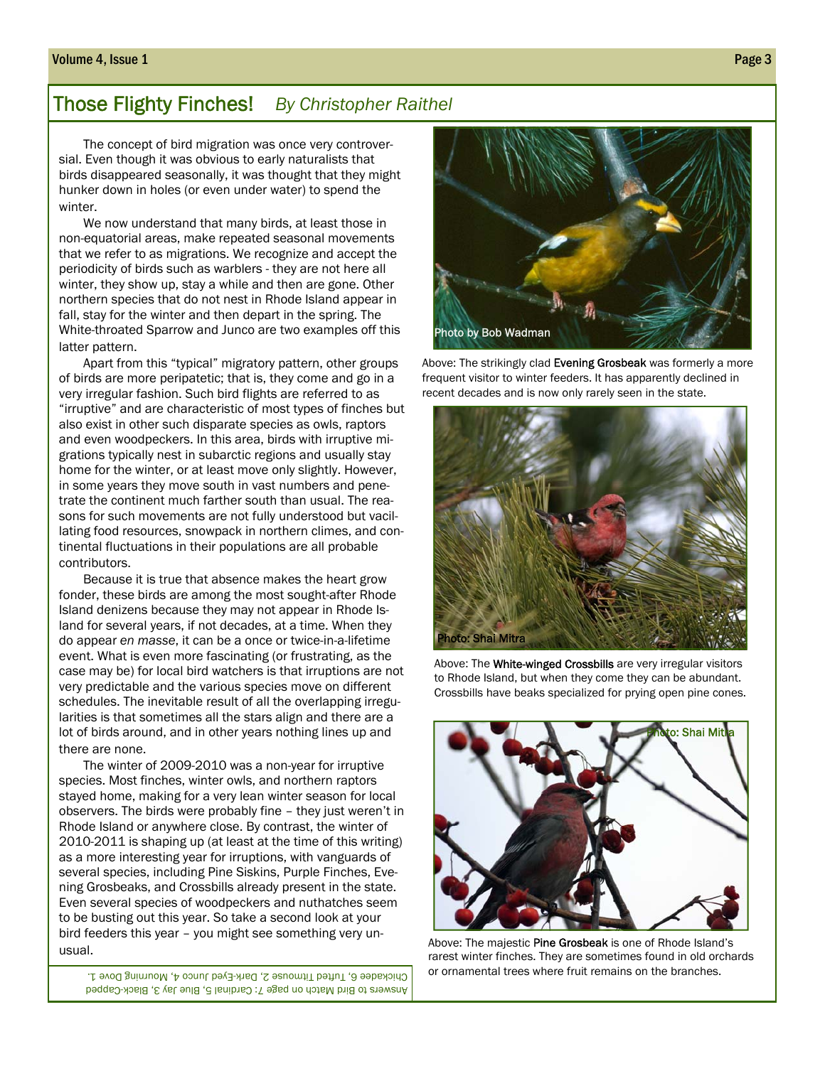## Those Flighty Finches! *By Christopher Raithel*

The concept of bird migration was once very controversial. Even though it was obvious to early naturalists that birds disappeared seasonally, it was thought that they might hunker down in holes (or even under water) to spend the winter.

We now understand that many birds, at least those in non-equatorial areas, make repeated seasonal movements that we refer to as migrations. We recognize and accept the periodicity of birds such as warblers - they are not here all winter, they show up, stay a while and then are gone. Other northern species that do not nest in Rhode Island appear in fall, stay for the winter and then depart in the spring. The White-throated Sparrow and Junco are two examples off this latter pattern.

Apart from this "typical" migratory pattern, other groups of birds are more peripatetic; that is, they come and go in a very irregular fashion. Such bird flights are referred to as "irruptive" and are characteristic of most types of finches but also exist in other such disparate species as owls, raptors and even woodpeckers. In this area, birds with irruptive migrations typically nest in subarctic regions and usually stay home for the winter, or at least move only slightly. However, in some years they move south in vast numbers and penetrate the continent much farther south than usual. The reasons for such movements are not fully understood but vacillating food resources, snowpack in northern climes, and continental fluctuations in their populations are all probable contributors.

Because it is true that absence makes the heart grow fonder, these birds are among the most sought-after Rhode Island denizens because they may not appear in Rhode Island for several years, if not decades, at a time. When they do appear *en masse*, it can be a once or twice-in-a-lifetime event. What is even more fascinating (or frustrating, as the case may be) for local bird watchers is that irruptions are not very predictable and the various species move on different schedules. The inevitable result of all the overlapping irregularities is that sometimes all the stars align and there are a lot of birds around, and in other years nothing lines up and there are none.

The winter of 2009-2010 was a non-year for irruptive species. Most finches, winter owls, and northern raptors stayed home, making for a very lean winter season for local observers. The birds were probably fine – they just weren't in Rhode Island or anywhere close. By contrast, the winter of 2010-2011 is shaping up (at least at the time of this writing) as a more interesting year for irruptions, with vanguards of several species, including Pine Siskins, Purple Finches, Evening Grosbeaks, and Crossbills already present in the state. Even several species of woodpeckers and nuthatches seem to be busting out this year. So take a second look at your bird feeders this year – you might see something very unusual.

Photo by Bob Wadman

Above: The strikingly clad **Evening Grosbeak** was formerly a more frequent visitor to winter feeders. It has apparently declined in recent decades and is now only rarely seen in the state.

Photo: Shai Mitra

Above: The **White-winged Crossbills** are very irregular visitors to Rhode Island, but when they come they can be abundant. Crossbills have beaks specialized for prying open pine cones.

Photo: Shai Mitra

Above: The majestic **Pine Grosbeak** is one of Rhode Island's rarest winter finches. They are sometimes found in old orchards or ornamental trees where fruit remains on the branches.

Answers to Bird Match on page 7: Cardinal 5, Blue Jay 3, Black-Capped Chickadee 6, Tufted Titmouse 2, Dark-Eyed Junco 4, Mourning Dove 1.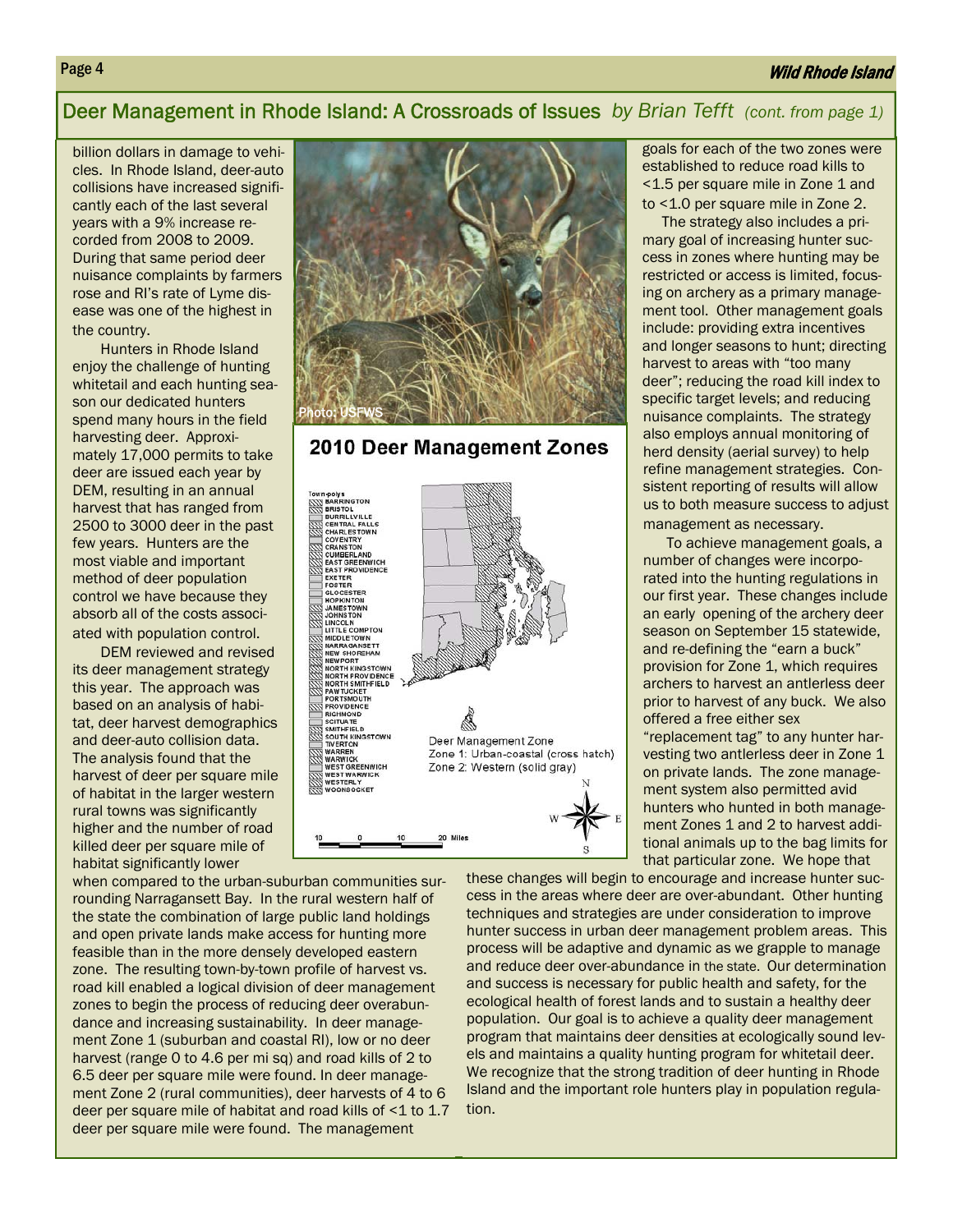## Deer Management in Rhode Island: A Crossroads of Issues *by Brian Tefft (cont. from page 1)*

billion dollars in damage to vehicles. In Rhode Island, deer-auto collisions have increased significantly each of the last several years with a 9% increase recorded from 2008 to 2009. During that same period deer nuisance complaints by farmers rose and RI's rate of Lyme disease was one of the highest in the country.

Hunters in Rhode Island enjoy the challenge of hunting whitetail and each hunting season our dedicated hunters spend many hours in the field harvesting deer. Approximately 17,000 permits to take deer are issued each year by DEM, resulting in an annual harvest that has ranged from 2500 to 3000 deer in the past few years. Hunters are the most viable and important method of deer population control we have because they absorb all of the costs associated with population control.

DEM reviewed and revised its deer management strategy this year. The approach was based on an analysis of habitat, deer harvest demographics and deer-auto collision data. The analysis found that the harvest of deer per square mile of habitat in the larger western rural towns was significantly higher and the number of road killed deer per square mile of habitat significantly lower when compared to the urban-suburban communities surrounding Narragansett Bay. In the rural western half of the state the combination of large public land holdings and open private lands make access for hunting more feasible than in the more densely developed eastern zone. The resulting town-by-town profile of harvest vs. road kill enabled a logical division of deer management zones to begin the process of reducing deer overabundance and increasing sustainability. In deer management Zone 1 (suburban and coastal RI), low or no deer harvest (range 0 to 4.6 per mi sq) and road kills of 2 to 6.5 deer per square mile were found. In deer management Zone 2 (rural communities), deer harvests of 4 to 6 deer per square mile of habitat and road kills of <1 to 1.7 deer per square mile were found. The management goals for each of the two zones were established to reduce road kills to <1.5 per square mile in Zone 1 and to <1.0 per square mile in Zone 2.

Photo: USFWS

**2010 Deer Management Zones**

Deer Management Zone
Zone 1: Urban-coastal (cross hatch)
Zone 2: Western (solid gray)

The strategy also includes a primary goal of increasing hunter success in zones where hunting may be restricted or access is limited, focusing on archery as a primary management tool. Other management goals include: providing extra incentives and longer seasons to hunt; directing harvest to areas with "too many deer"; reducing the road kill index to specific target levels; and reducing nuisance complaints. The strategy also employs annual monitoring of herd density (aerial survey) to help refine management strategies. Consistent reporting of results will allow us to both measure success to adjust management as necessary.

To achieve management goals, a number of changes were incorporated into the hunting regulations in our first year. These changes include an early opening of the archery deer season on September 15 statewide, and re-defining the "earn a buck" provision for Zone 1, which requires archers to harvest an antlerless deer prior to harvest of any buck. We also offered a free either sex "replacement tag" to any hunter harvesting two antlerless deer in Zone 1 on private lands. The zone management system also permitted avid hunters who hunted in both management Zones 1 and 2 to harvest additional animals up to the bag limits for that particular zone. We hope that these changes will begin to encourage and increase hunter success in the areas where deer are over-abundant. Other hunting techniques and strategies are under consideration to improve hunter success in urban deer management problem areas. This process will be adaptive and dynamic as we grapple to manage and reduce deer over-abundance in the state. Our determination and success is necessary for public health and safety, for the ecological health of forest lands and to sustain a healthy deer population. Our goal is to achieve a quality deer management program that maintains deer densities at ecologically sound levels and maintains a quality hunting program for whitetail deer. We recognize that the strong tradition of deer hunting in Rhode Island and the important role hunters play in population regulation.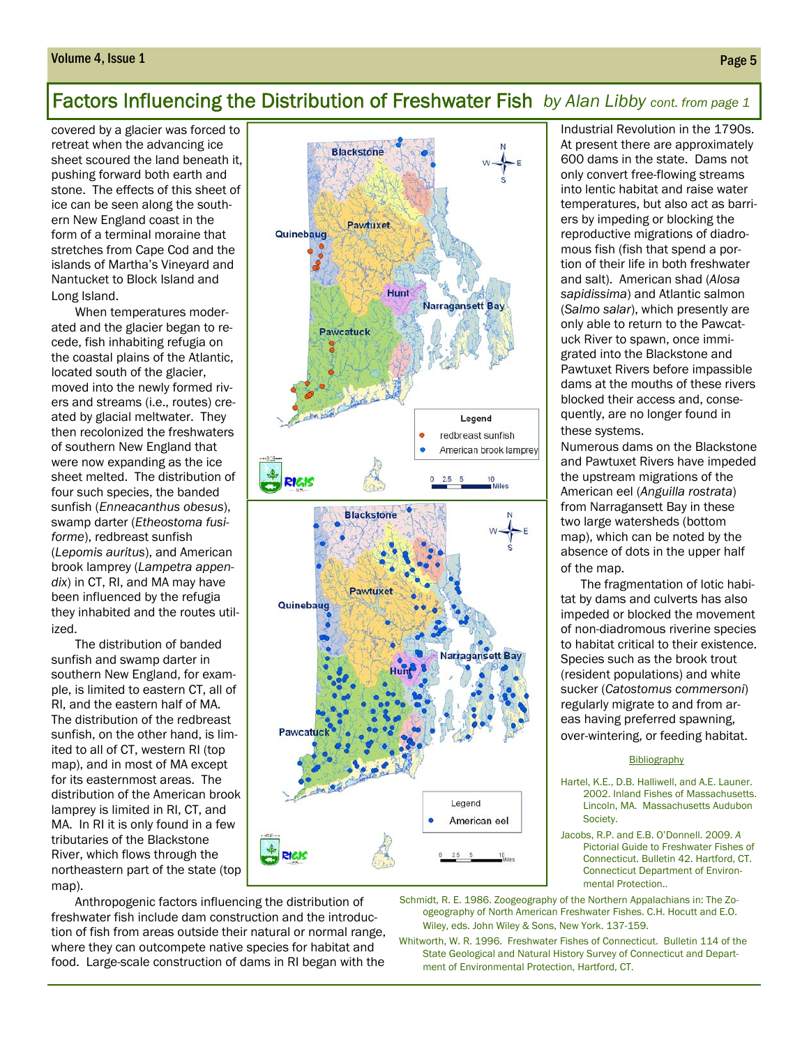## Factors Influencing the Distribution of Freshwater Fish *by Alan Libby cont. from page 1*

covered by a glacier was forced to retreat when the advancing ice sheet scoured the land beneath it, pushing forward both earth and stone. The effects of this sheet of ice can be seen along the southern New England coast in the form of a terminal moraine that stretches from Cape Cod and the islands of Martha's Vineyard and Nantucket to Block Island and Long Island.

When temperatures moderated and the glacier began to recede, fish inhabiting refugia on the coastal plains of the Atlantic, located south of the glacier, moved into the newly formed rivers and streams (i.e., routes) created by glacial meltwater. They then recolonized the freshwaters of southern New England that were now expanding as the ice sheet melted. The distribution of four such species, the banded sunfish (*Enneacanthus obesus*), swamp darter (*Etheostoma fusiforme*), redbreast sunfish (*Lepomis auritus*), and American brook lamprey (*Lampetra appendix*) in CT, RI, and MA may have been influenced by the refugia they inhabited and the routes utilized.

The distribution of banded sunfish and swamp darter in southern New England, for example, is limited to eastern CT, all of RI, and the eastern half of MA. The distribution of the redbreast sunfish, on the other hand, is limited to all of CT, western RI (top map), and in most of MA except for its easternmost areas. The distribution of the American brook lamprey is limited in RI, CT, and MA. In RI it is only found in a few tributaries of the Blackstone River, which flows through the northeastern part of the state (top map).

Anthropogenic factors influencing the distribution of freshwater fish include dam construction and the introduction of fish from areas outside their natural or normal range, where they can outcompete native species for habitat and food. Large-scale construction of dams in RI began with the Industrial Revolution in the 1790s. At present there are approximately 600 dams in the state. Dams not only convert free-flowing streams into lentic habitat and raise water temperatures, but also act as barriers by impeding or blocking the reproductive migrations of diadromous fish (fish that spend a portion of their life in both freshwater and salt). American shad (*Alosa sapidissima*) and Atlantic salmon (*Salmo salar*), which presently are only able to return to the Pawcatuck River to spawn, once immigrated into the Blackstone and Pawtuxet Rivers before impassible dams at the mouths of these rivers blocked their access and, consequently, are no longer found in these systems.

Numerous dams on the Blackstone and Pawtuxet Rivers have impeded the upstream migrations of the American eel (*Anguilla rostrata*) from Narragansett Bay in these two large watersheds (bottom map), which can be noted by the absence of dots in the upper half of the map.

The fragmentation of lotic habitat by dams and culverts has also impeded or blocked the movement of non-diadromous riverine species to habitat critical to their existence. Species such as the brook trout (resident populations) and white sucker (*Catostomus commersoni*) regularly migrate to and from areas having preferred spawning, over-wintering, or feeding habitat.

### Bibliography

Hartel, K.E., D.B. Halliwell, and A.E. Launer. 2002. Inland Fishes of Massachusetts. Lincoln, MA. Massachusetts Audubon Society.

Jacobs, R.P. and E.B. O'Donnell. 2009. *A Pictorial Guide to Freshwater Fishes of Connecticut*. Bulletin 42. Hartford, CT. Connecticut Department of Environmental Protection..

Schmidt, R. E. 1986. Zoogeography of the Northern Appalachians in: The Zoogeography of North American Freshwater Fishes. C.H. Hocutt and E.O. Wiley, eds. John Wiley & Sons, New York. 137-159.

Whitworth, W. R. 1996. Freshwater Fishes of Connecticut. Bulletin 114 of the State Geological and Natural History Survey of Connecticut and Department of Environmental Protection, Hartford, CT.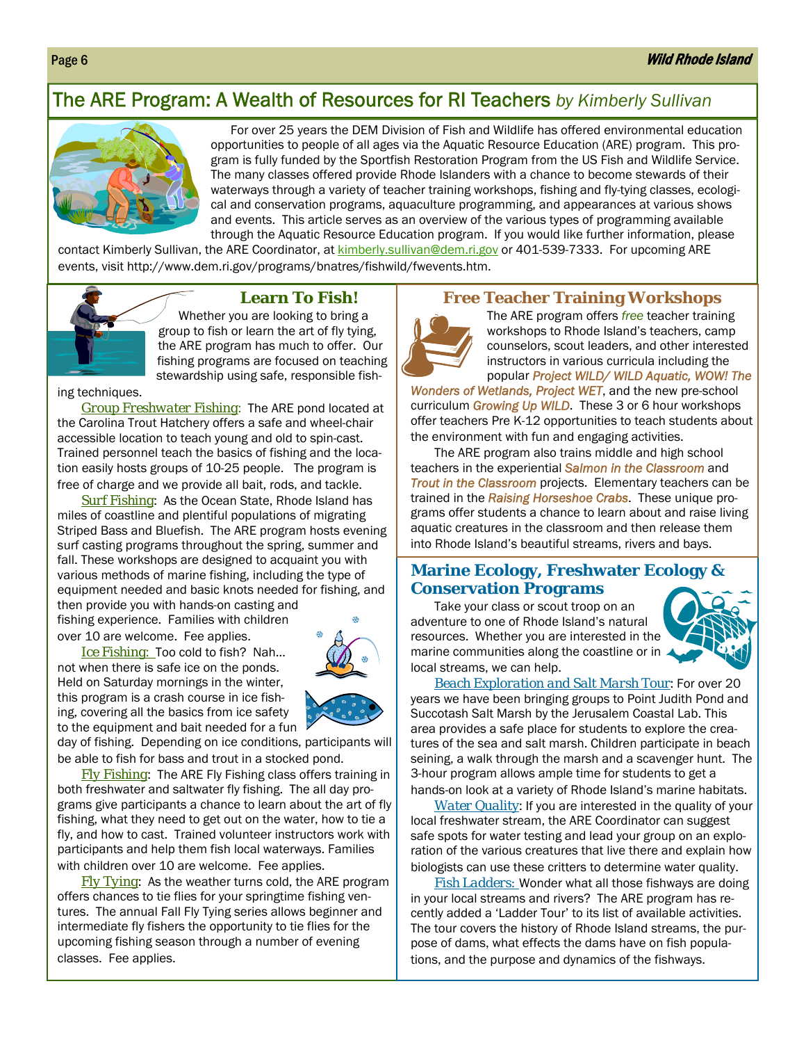# The ARE Program: A Wealth of Resources for RI Teachers *by Kimberly Sullivan*

For over 25 years the DEM Division of Fish and Wildlife has offered environmental education opportunities to people of all ages via the Aquatic Resource Education (ARE) program. This program is fully funded by the Sportfish Restoration Program from the US Fish and Wildlife Service. The many classes offered provide Rhode Islanders with a chance to become stewards of their waterways through a variety of teacher training workshops, fishing and fly-tying classes, ecological and conservation programs, aquaculture programming, and appearances at various shows and events. This article serves as an overview of the various types of programming available through the Aquatic Resource Education program. If you would like further information, please contact Kimberly Sullivan, the ARE Coordinator, at kimberly.sullivan@dem.ri.gov or 401-539-7333. For upcoming ARE events, visit http://www.dem.ri.gov/programs/bnatres/fishwild/fwevents.htm.

## Learn To Fish!

Whether you are looking to bring a group to fish or learn the art of fly tying, the ARE program has much to offer. Our fishing programs are focused on teaching stewardship using safe, responsible fishing techniques.

*Group Freshwater Fishing*: The ARE pond located at the Carolina Trout Hatchery offers a safe and wheel-chair accessible location to teach young and old to spin-cast. Trained personnel teach the basics of fishing and the location easily hosts groups of 10-25 people. The program is free of charge and we provide all bait, rods, and tackle.

*Surf Fishing*: As the Ocean State, Rhode Island has miles of coastline and plentiful populations of migrating Striped Bass and Bluefish. The ARE program hosts evening surf casting programs throughout the spring, summer and fall. These workshops are designed to acquaint you with various methods of marine fishing, including the type of equipment needed and basic knots needed for fishing, and then provide you with hands-on casting and fishing experience. Families with children over 10 are welcome. Fee applies.

*Ice Fishing:* Too cold to fish? Nah... not when there is safe ice on the ponds. Held on Saturday mornings in the winter, this program is a crash course in ice fishing, covering all the basics from ice safety to the equipment and bait needed for a fun day of fishing. Depending on ice conditions, participants will be able to fish for bass and trout in a stocked pond.

*Fly Fishing*: The ARE Fly Fishing class offers training in both freshwater and saltwater fly fishing. The all day programs give participants a chance to learn about the art of fly fishing, what they need to get out on the water, how to tie a fly, and how to cast. Trained volunteer instructors work with participants and help them fish local waterways. Families with children over 10 are welcome. Fee applies.

*Fly Tying*: As the weather turns cold, the ARE program offers chances to tie flies for your springtime fishing ventures. The annual Fall Fly Tying series allows beginner and intermediate fly fishers the opportunity to tie flies for the upcoming fishing season through a number of evening classes. Fee applies.

## Free Teacher Training Workshops

The ARE program offers *free* teacher training workshops to Rhode Island's teachers, camp counselors, scout leaders, and other interested instructors in various curricula including the popular ***Project WILD/ WILD Aquatic, WOW! The Wonders of Wetlands, Project WET***, and the new pre-school curriculum ***Growing Up WILD***. These 3 or 6 hour workshops offer teachers Pre K-12 opportunities to teach students about the environment with fun and engaging activities.

The ARE program also trains middle and high school teachers in the experiential ***Salmon in the Classroom*** and ***Trout in the Classroom*** projects. Elementary teachers can be trained in the ***Raising Horseshoe Crabs***. These unique programs offer students a chance to learn about and raise living aquatic creatures in the classroom and then release them into Rhode Island's beautiful streams, rivers and bays.

## Marine Ecology, Freshwater Ecology & Conservation Programs

Take your class or scout troop on an adventure to one of Rhode Island's natural resources. Whether you are interested in the marine communities along the coastline or in local streams, we can help.

*Beach Exploration and Salt Marsh Tour*: For over 20 years we have been bringing groups to Point Judith Pond and Succotash Salt Marsh by the Jerusalem Coastal Lab. This area provides a safe place for students to explore the creatures of the sea and salt marsh. Children participate in beach seining, a walk through the marsh and a scavenger hunt. The 3-hour program allows ample time for students to get a hands-on look at a variety of Rhode Island's marine habitats.

*Water Quality*: If you are interested in the quality of your local freshwater stream, the ARE Coordinator can suggest safe spots for water testing and lead your group on an exploration of the various creatures that live there and explain how biologists can use these critters to determine water quality.

*Fish Ladders:* Wonder what all those fishways are doing in your local streams and rivers? The ARE program has recently added a 'Ladder Tour' to its list of available activities. The tour covers the history of Rhode Island streams, the purpose of dams, what effects the dams have on fish populations, and the purpose and dynamics of the fishways.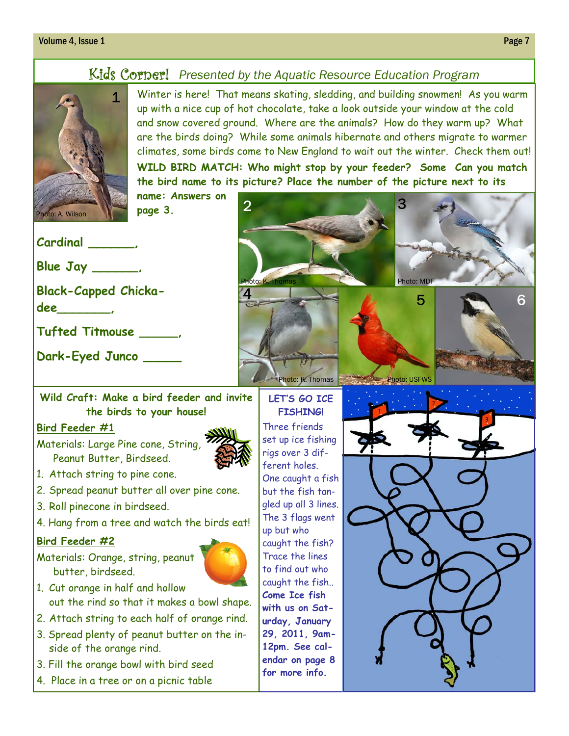# Kids Corner! *Presented by the Aquatic Resource Education Program*

Winter is here! That means skating, sledding, and building snowmen! As you warm up with a nice cup of hot chocolate, take a look outside your window at the cold and snow covered ground. Where are the animals? How do they warm up? What are the birds doing? While some animals hibernate and others migrate to warmer climates, some birds come to New England to wait out the winter. Check them out!

**WILD BIRD MATCH: Who might stop by your feeder? Some Can you match the bird name to its picture? Place the number of the picture next to its name: Answers on page 3.**

Photo: A. Wilson

Photo: K. Thomas

Photo: MDF

Photo: K. Thomas

Photo: USFWS

**Cardinal \_\_\_\_\_\_,**

**Blue Jay \_\_\_\_\_\_,**

**Black-Capped Chickadee\_\_\_\_\_\_\_,**

**Tufted Titmouse \_\_\_\_\_,**

**Dark-Eyed Junco \_\_\_\_\_**

## Wild Craft: Make a bird feeder and invite the birds to your house!

### Bird Feeder #1

Materials: Large Pine cone, String, Peanut Butter, Birdseed.

1. Attach string to pine cone.
2. Spread peanut butter all over pine cone.
3. Roll pinecone in birdseed.
4. Hang from a tree and watch the birds eat!

### Bird Feeder #2

Materials: Orange, string, peanut butter, birdseed.

1. Cut orange in half and hollow out the rind so that it makes a bowl shape.
2. Attach string to each half of orange rind.
3. Spread plenty of peanut butter on the inside of the orange rind.
3. Fill the orange bowl with bird seed
4. Place in a tree or on a picnic table

## LET'S GO ICE FISHING!

Three friends set up ice fishing rigs over 3 different holes. One caught a fish but the fish tangled up all 3 lines. The 3 flags went up but who caught the fish? Trace the lines to find out who caught the fish..

**Come Ice fish with us on Saturday, January 29, 2011, 9am-12pm. See calendar on page 8 for more info.**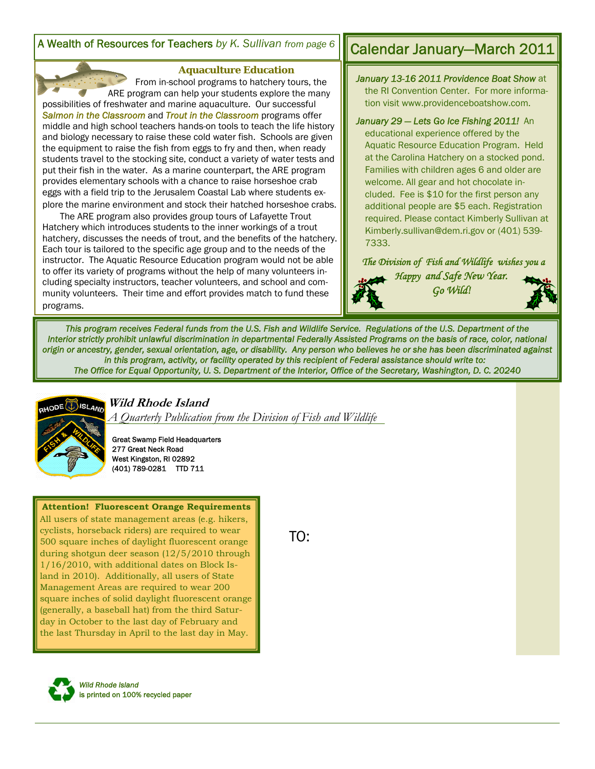## A Wealth of Resources for Teachers *by K. Sullivan from page 6*

### Aquaculture Education

From in-school programs to hatchery tours, the ARE program can help your students explore the many possibilities of freshwater and marine aquaculture. Our successful *Salmon in the Classroom* and *Trout in the Classroom* programs offer middle and high school teachers hands-on tools to teach the life history and biology necessary to raise these cold water fish. Schools are given the equipment to raise the fish from eggs to fry and then, when ready students travel to the stocking site, conduct a variety of water tests and put their fish in the water. As a marine counterpart, the ARE program provides elementary schools with a chance to raise horseshoe crab eggs with a field trip to the Jerusalem Coastal Lab where students explore the marine environment and stock their hatched horseshoe crabs.

The ARE program also provides group tours of Lafayette Trout Hatchery which introduces students to the inner workings of a trout hatchery, discusses the needs of trout, and the benefits of the hatchery. Each tour is tailored to the specific age group and to the needs of the instructor. The Aquatic Resource Education program would not be able to offer its variety of programs without the help of many volunteers including specialty instructors, teacher volunteers, and school and community volunteers. Their time and effort provides match to fund these programs.

## Calendar January—March 2011

*January 13-16 2011 Providence Boat Show* at the RI Convention Center. For more information visit www.providenceboatshow.com.

*January 29 — Lets Go Ice Fishing 2011!* An educational experience offered by the Aquatic Resource Education Program. Held at the Carolina Hatchery on a stocked pond. Families with children ages 6 and older are welcome. All gear and hot chocolate included. Fee is $10 for the first person any additional people are $5 each. Registration required. Please contact Kimberly Sullivan at Kimberly.sullivan@dem.ri.gov or (401) 539-7333.

*The Division of Fish and Wildlife wishes you a Happy and Safe New Year. Go Wild!*

*This program receives Federal funds from the U.S. Fish and Wildlife Service. Regulations of the U.S. Department of the Interior strictly prohibit unlawful discrimination in departmental Federally Assisted Programs on the basis of race, color, national origin or ancestry, gender, sexual orientation, age, or disability. Any person who believes he or she has been discriminated against in this program, activity, or facility operated by this recipient of Federal assistance should write to: The Office for Equal Opportunity, U. S. Department of the Interior, Office of the Secretary, Washington, D. C. 20240*

**Wild Rhode Island**

*A Quarterly Publication from the Division of Fish and Wildlife*

Great Swamp Field Headquarters
277 Great Neck Road
West Kingston, RI 02892
(401) 789-0281 TTD 711

### Attention! Fluorescent Orange Requirements

All users of state management areas (e.g. hikers, cyclists, horseback riders) are required to wear 500 square inches of daylight fluorescent orange during shotgun deer season (12/5/2010 through 1/16/2010, with additional dates on Block Island in 2010). Additionally, all users of State Management Areas are required to wear 200 square inches of solid daylight fluorescent orange (generally, a baseball hat) from the third Saturday in October to the last day of February and the last Thursday in April to the last day in May.

TO:

*Wild Rhode Island* is printed on 100% recycled paper